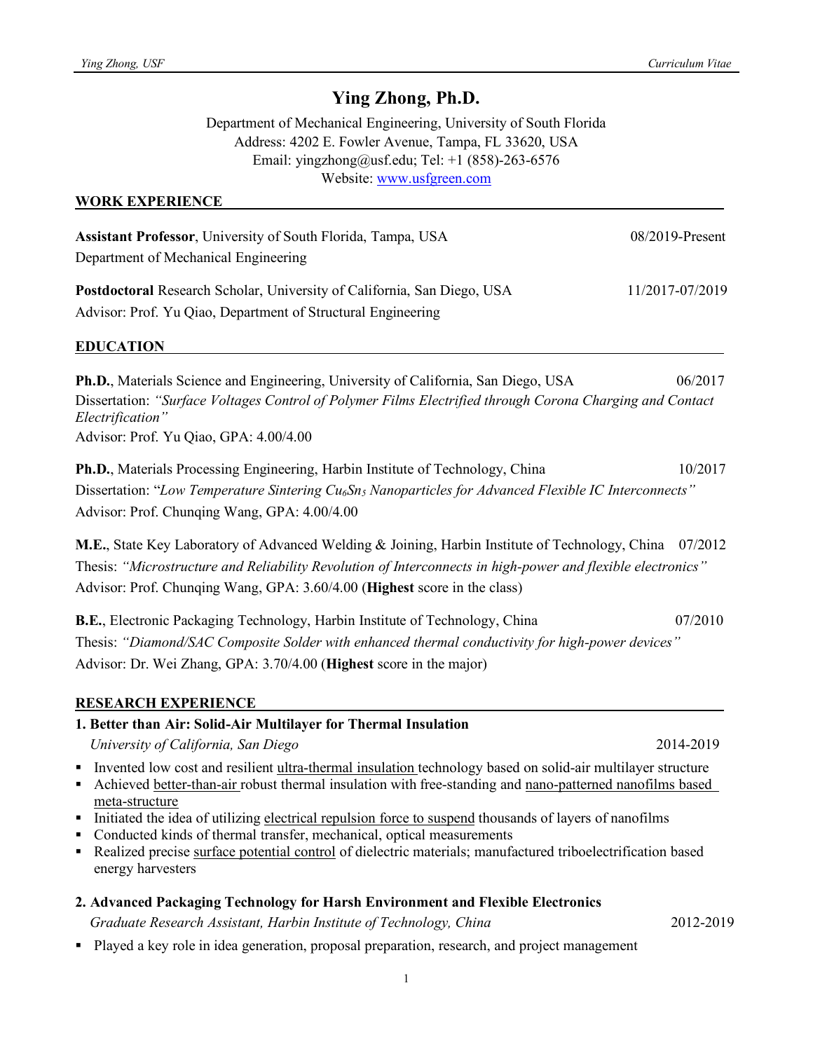# Ying Zhong, Ph.D.

Department of Mechanical Engineering, University of South Florida
Address: 4202 E. Fowler Avenue, Tampa, FL 33620, USA
Email: yingzhong@usf.edu; Tel: +1 (858)-263-6576
Website: [www.usfgreen.com](http://www.usfgreen.com)

## WORK EXPERIENCE

**Assistant Professor**, University of South Florida, Tampa, USA — 08/2019-Present
Department of Mechanical Engineering

**Postdoctoral** Research Scholar, University of California, San Diego, USA — 11/2017-07/2019
Advisor: Prof. Yu Qiao, Department of Structural Engineering

## EDUCATION

**Ph.D.**, Materials Science and Engineering, University of California, San Diego, USA — 06/2017
Dissertation: *"Surface Voltages Control of Polymer Films Electrified through Corona Charging and Contact Electrification"*
Advisor: Prof. Yu Qiao, GPA: 4.00/4.00

**Ph.D.**, Materials Processing Engineering, Harbin Institute of Technology, China — 10/2017
Dissertation: "*Low Temperature Sintering $Cu_6Sn_5$ Nanoparticles for Advanced Flexible IC Interconnects"*
Advisor: Prof. Chunqing Wang, GPA: 4.00/4.00

**M.E.**, State Key Laboratory of Advanced Welding & Joining, Harbin Institute of Technology, China — 07/2012
Thesis: *"Microstructure and Reliability Revolution of Interconnects in high-power and flexible electronics"*
Advisor: Prof. Chunqing Wang, GPA: 3.60/4.00 (**Highest** score in the class)

**B.E.**, Electronic Packaging Technology, Harbin Institute of Technology, China — 07/2010
Thesis: *"Diamond/SAC Composite Solder with enhanced thermal conductivity for high-power devices"*
Advisor: Dr. Wei Zhang, GPA: 3.70/4.00 (**Highest** score in the major)

## RESEARCH EXPERIENCE

### 1. Better than Air: Solid-Air Multilayer for Thermal Insulation

*University of California, San Diego* — 2014-2019

- Invented low cost and resilient ultra-thermal insulation technology based on solid-air multilayer structure
- Achieved better-than-air robust thermal insulation with free-standing and nano-patterned nanofilms based meta-structure
- Initiated the idea of utilizing electrical repulsion force to suspend thousands of layers of nanofilms
- Conducted kinds of thermal transfer, mechanical, optical measurements
- Realized precise surface potential control of dielectric materials; manufactured triboelectrification based energy harvesters

### 2. Advanced Packaging Technology for Harsh Environment and Flexible Electronics

*Graduate Research Assistant, Harbin Institute of Technology, China* — 2012-2019

- Played a key role in idea generation, proposal preparation, research, and project management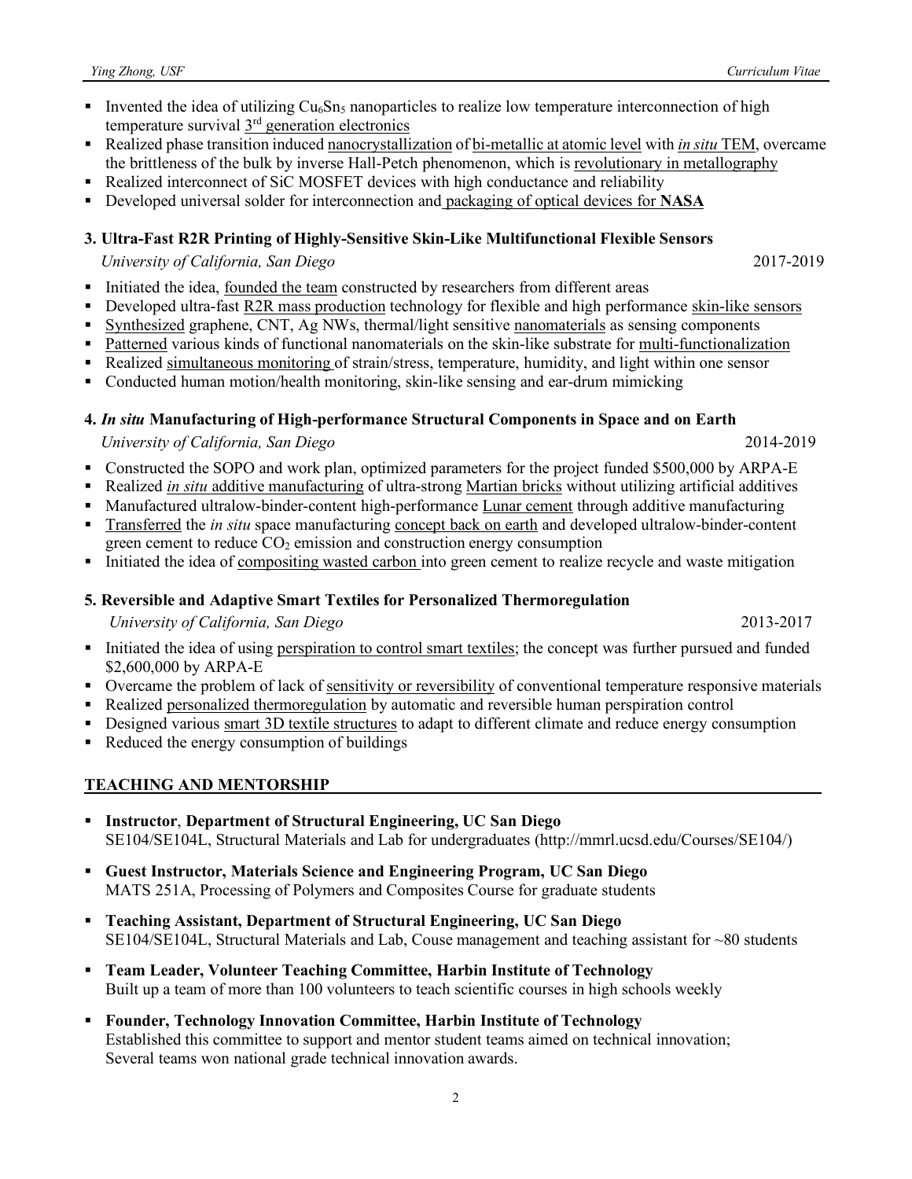- Invented the idea of utilizing $Cu_6Sn_5$ nanoparticles to realize low temperature interconnection of high temperature survival 3rd generation electronics
- Realized phase transition induced nanocrystallization of bi-metallic at atomic level with *in situ* TEM, overcame the brittleness of the bulk by inverse Hall-Petch phenomenon, which is revolutionary in metallography
- Realized interconnect of SiC MOSFET devices with high conductance and reliability
- Developed universal solder for interconnection and packaging of optical devices for **NASA**

### 3. Ultra-Fast R2R Printing of Highly-Sensitive Skin-Like Multifunctional Flexible Sensors

*University of California, San Diego* 2017-2019

- Initiated the idea, founded the team constructed by researchers from different areas
- Developed ultra-fast R2R mass production technology for flexible and high performance skin-like sensors
- Synthesized graphene, CNT, Ag NWs, thermal/light sensitive nanomaterials as sensing components
- Patterned various kinds of functional nanomaterials on the skin-like substrate for multi-functionalization
- Realized simultaneous monitoring of strain/stress, temperature, humidity, and light within one sensor
- Conducted human motion/health monitoring, skin-like sensing and ear-drum mimicking

### 4. *In situ* Manufacturing of High-performance Structural Components in Space and on Earth

*University of California, San Diego* 2014-2019

- Constructed the SOPO and work plan, optimized parameters for the project funded $500,000 by ARPA-E
- Realized *in situ* additive manufacturing of ultra-strong Martian bricks without utilizing artificial additives
- Manufactured ultralow-binder-content high-performance Lunar cement through additive manufacturing
- Transferred the *in situ* space manufacturing concept back on earth and developed ultralow-binder-content green cement to reduce $CO_2$ emission and construction energy consumption
- Initiated the idea of compositing wasted carbon into green cement to realize recycle and waste mitigation

### 5. Reversible and Adaptive Smart Textiles for Personalized Thermoregulation

*University of California, San Diego* 2013-2017

- Initiated the idea of using perspiration to control smart textiles; the concept was further pursued and funded $2,600,000 by ARPA-E
- Overcame the problem of lack of sensitivity or reversibility of conventional temperature responsive materials
- Realized personalized thermoregulation by automatic and reversible human perspiration control
- Designed various smart 3D textile structures to adapt to different climate and reduce energy consumption
- Reduced the energy consumption of buildings

## TEACHING AND MENTORSHIP

- **Instructor**, **Department of Structural Engineering, UC San Diego**
  SE104/SE104L, Structural Materials and Lab for undergraduates (http://mmrl.ucsd.edu/Courses/SE104/)
- **Guest Instructor, Materials Science and Engineering Program, UC San Diego**
  MATS 251A, Processing of Polymers and Composites Course for graduate students
- **Teaching Assistant, Department of Structural Engineering, UC San Diego**
  SE104/SE104L, Structural Materials and Lab, Couse management and teaching assistant for ~80 students
- **Team Leader, Volunteer Teaching Committee, Harbin Institute of Technology**
  Built up a team of more than 100 volunteers to teach scientific courses in high schools weekly
- **Founder, Technology Innovation Committee, Harbin Institute of Technology**
  Established this committee to support and mentor student teams aimed on technical innovation; Several teams won national grade technical innovation awards.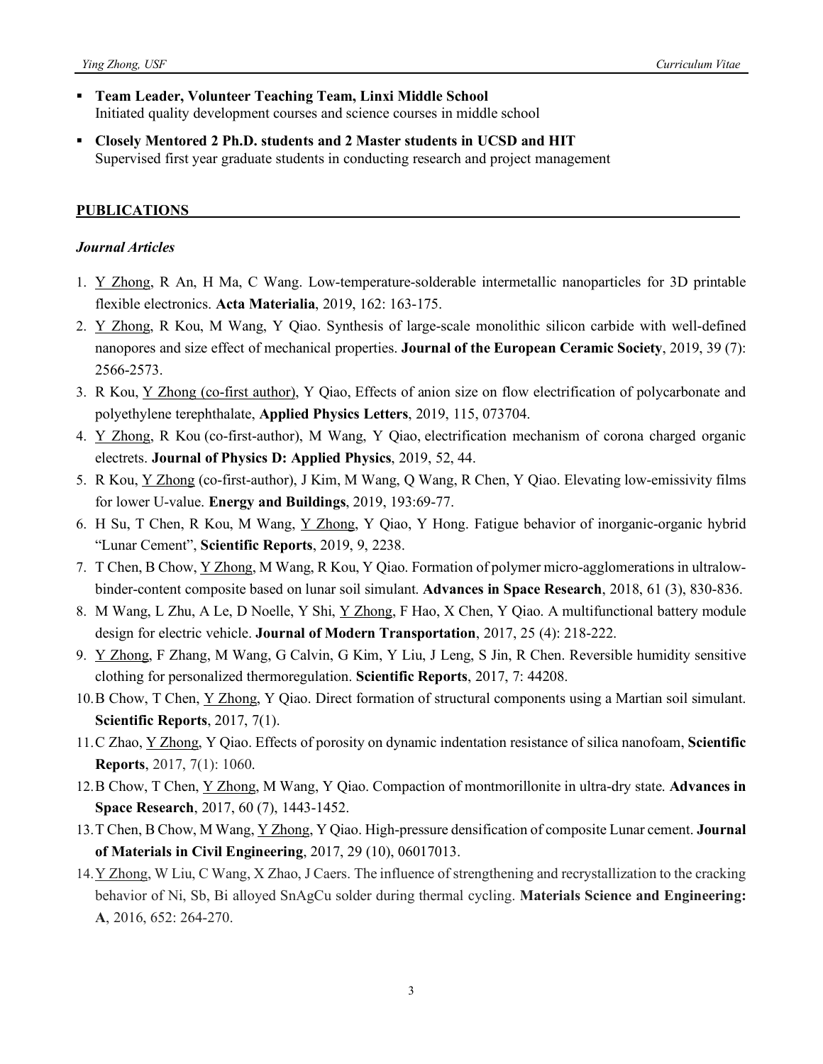- **Team Leader, Volunteer Teaching Team, Linxi Middle School**
  Initiated quality development courses and science courses in middle school
- **Closely Mentored 2 Ph.D. students and 2 Master students in UCSD and HIT**
  Supervised first year graduate students in conducting research and project management

## PUBLICATIONS

### *Journal Articles*

1. Y Zhong, R An, H Ma, C Wang. Low-temperature-solderable intermetallic nanoparticles for 3D printable flexible electronics. **Acta Materialia**, 2019, 162: 163-175.
2. Y Zhong, R Kou, M Wang, Y Qiao. Synthesis of large-scale monolithic silicon carbide with well-defined nanopores and size effect of mechanical properties. **Journal of the European Ceramic Society**, 2019, 39 (7): 2566-2573.
3. R Kou, Y Zhong (co-first author), Y Qiao, Effects of anion size on flow electrification of polycarbonate and polyethylene terephthalate, **Applied Physics Letters**, 2019, 115, 073704.
4. Y Zhong, R Kou (co-first-author), M Wang, Y Qiao, electrification mechanism of corona charged organic electrets. **Journal of Physics D: Applied Physics**, 2019, 52, 44.
5. R Kou, Y Zhong (co-first-author), J Kim, M Wang, Q Wang, R Chen, Y Qiao. Elevating low-emissivity films for lower U-value. **Energy and Buildings**, 2019, 193:69-77.
6. H Su, T Chen, R Kou, M Wang, Y Zhong, Y Qiao, Y Hong. Fatigue behavior of inorganic-organic hybrid "Lunar Cement", **Scientific Reports**, 2019, 9, 2238.
7. T Chen, B Chow, Y Zhong, M Wang, R Kou, Y Qiao. Formation of polymer micro-agglomerations in ultralow-binder-content composite based on lunar soil simulant. **Advances in Space Research**, 2018, 61 (3), 830-836.
8. M Wang, L Zhu, A Le, D Noelle, Y Shi, Y Zhong, F Hao, X Chen, Y Qiao. A multifunctional battery module design for electric vehicle. **Journal of Modern Transportation**, 2017, 25 (4): 218-222.
9. Y Zhong, F Zhang, M Wang, G Calvin, G Kim, Y Liu, J Leng, S Jin, R Chen. Reversible humidity sensitive clothing for personalized thermoregulation. **Scientific Reports**, 2017, 7: 44208.
10. B Chow, T Chen, Y Zhong, Y Qiao. Direct formation of structural components using a Martian soil simulant. **Scientific Reports**, 2017, 7(1).
11. C Zhao, Y Zhong, Y Qiao. Effects of porosity on dynamic indentation resistance of silica nanofoam, **Scientific Reports**, 2017, 7(1): 1060.
12. B Chow, T Chen, Y Zhong, M Wang, Y Qiao. Compaction of montmorillonite in ultra-dry state. **Advances in Space Research**, 2017, 60 (7), 1443-1452.
13. T Chen, B Chow, M Wang, Y Zhong, Y Qiao. High-pressure densification of composite Lunar cement. **Journal of Materials in Civil Engineering**, 2017, 29 (10), 06017013.
14. Y Zhong, W Liu, C Wang, X Zhao, J Caers. The influence of strengthening and recrystallization to the cracking behavior of Ni, Sb, Bi alloyed SnAgCu solder during thermal cycling. **Materials Science and Engineering: A**, 2016, 652: 264-270.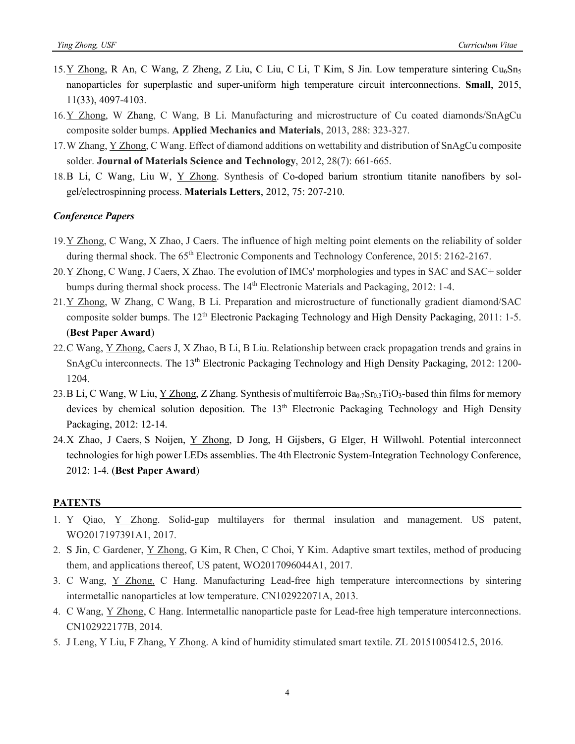15. Y Zhong, R An, C Wang, Z Zheng, Z Liu, C Liu, C Li, T Kim, S Jin. Low temperature sintering $Cu_6Sn_5$ nanoparticles for superplastic and super-uniform high temperature circuit interconnections. **Small**, 2015, 11(33), 4097-4103.
16. Y Zhong, W Zhang, C Wang, B Li. Manufacturing and microstructure of Cu coated diamonds/SnAgCu composite solder bumps. **Applied Mechanics and Materials**, 2013, 288: 323-327.
17. W Zhang, Y Zhong, C Wang. Effect of diamond additions on wettability and distribution of SnAgCu composite solder. **Journal of Materials Science and Technology**, 2012, 28(7): 661-665.
18. B Li, C Wang, Liu W, Y Zhong. Synthesis of Co-doped barium strontium titanite nanofibers by sol-gel/electrospinning process. **Materials Letters**, 2012, 75: 207-210.

### *Conference Papers*

19. Y Zhong, C Wang, X Zhao, J Caers. The influence of high melting point elements on the reliability of solder during thermal shock. The 65th Electronic Components and Technology Conference, 2015: 2162-2167.
20. Y Zhong, C Wang, J Caers, X Zhao. The evolution of IMCs' morphologies and types in SAC and SAC+ solder bumps during thermal shock process. The 14th Electronic Materials and Packaging, 2012: 1-4.
21. Y Zhong, W Zhang, C Wang, B Li. Preparation and microstructure of functionally gradient diamond/SAC composite solder bumps. The 12th Electronic Packaging Technology and High Density Packaging, 2011: 1-5. (**Best Paper Award**)
22. C Wang, Y Zhong, Caers J, X Zhao, B Li, B Liu. Relationship between crack propagation trends and grains in SnAgCu interconnects. The 13th Electronic Packaging Technology and High Density Packaging, 2012: 1200-1204.
23. B Li, C Wang, W Liu, Y Zhong, Z Zhang. Synthesis of multiferroic $Ba_{0.7}Sr_{0.3}TiO_3$-based thin films for memory devices by chemical solution deposition. The 13th Electronic Packaging Technology and High Density Packaging, 2012: 12-14.
24. X Zhao, J Caers, S Noijen, Y Zhong, D Jong, H Gijsbers, G Elger, H Willwohl. Potential interconnect technologies for high power LEDs assemblies. The 4th Electronic System-Integration Technology Conference, 2012: 1-4. (**Best Paper Award**)

## PATENTS

1. Y Qiao, Y Zhong. Solid-gap multilayers for thermal insulation and management. US patent, WO2017197391A1, 2017.
2. S Jin, C Gardener, Y Zhong, G Kim, R Chen, C Choi, Y Kim. Adaptive smart textiles, method of producing them, and applications thereof, US patent, WO2017096044A1, 2017.
3. C Wang, Y Zhong, C Hang. Manufacturing Lead-free high temperature interconnections by sintering intermetallic nanoparticles at low temperature. CN102922071A, 2013.
4. C Wang, Y Zhong, C Hang. Intermetallic nanoparticle paste for Lead-free high temperature interconnections. CN102922177B, 2014.
5. J Leng, Y Liu, F Zhang, Y Zhong. A kind of humidity stimulated smart textile. ZL 20151005412.5, 2016.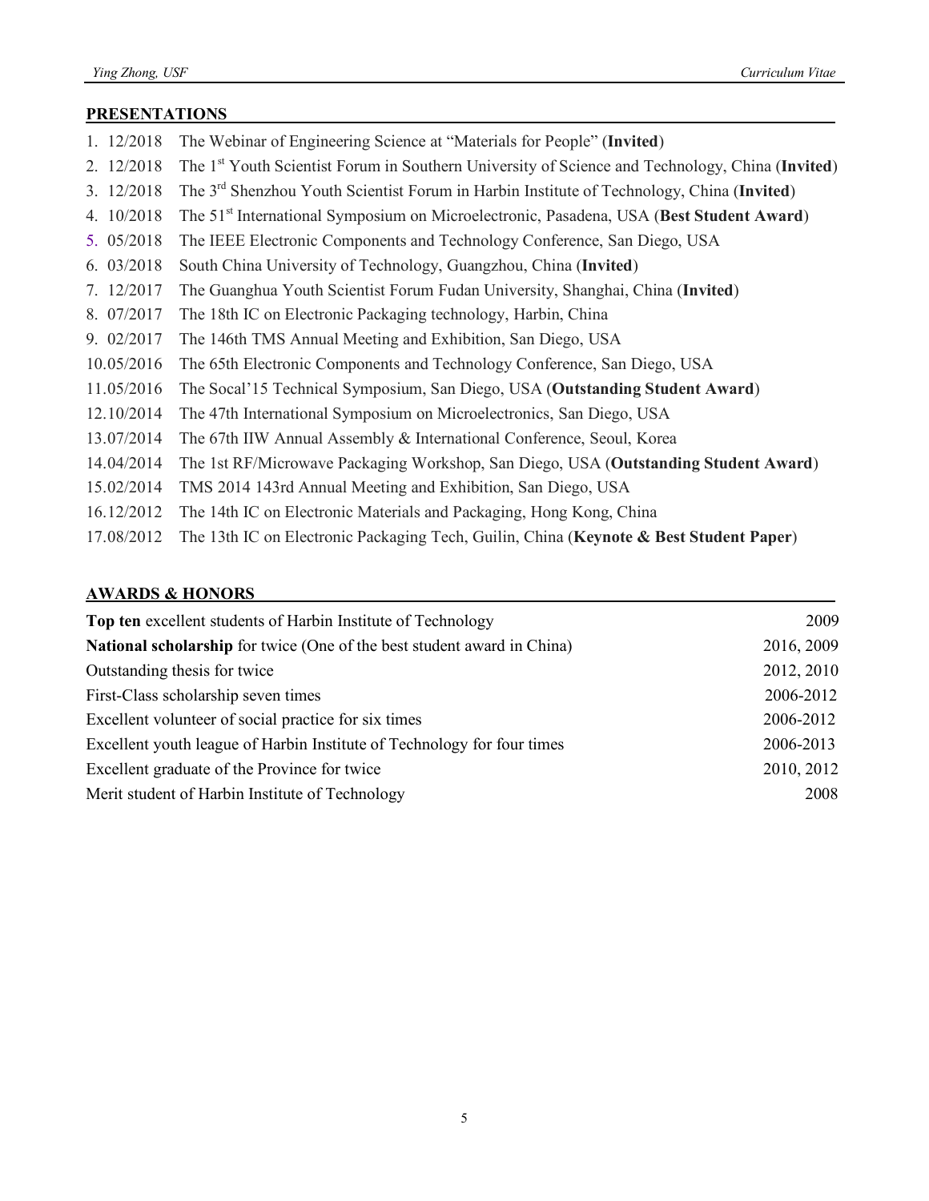## PRESENTATIONS

1. 12/2018 The Webinar of Engineering Science at "Materials for People" (**Invited**)
2. 12/2018 The 1st Youth Scientist Forum in Southern University of Science and Technology, China (**Invited**)
3. 12/2018 The 3rd Shenzhou Youth Scientist Forum in Harbin Institute of Technology, China (**Invited**)
4. 10/2018 The 51st International Symposium on Microelectronic, Pasadena, USA (**Best Student Award**)
5. 05/2018 The IEEE Electronic Components and Technology Conference, San Diego, USA
6. 03/2018 South China University of Technology, Guangzhou, China (**Invited**)
7. 12/2017 The Guanghua Youth Scientist Forum Fudan University, Shanghai, China (**Invited**)
8. 07/2017 The 18th IC on Electronic Packaging technology, Harbin, China
9. 02/2017 The 146th TMS Annual Meeting and Exhibition, San Diego, USA
10. 05/2016 The 65th Electronic Components and Technology Conference, San Diego, USA
11. 05/2016 The Socal'15 Technical Symposium, San Diego, USA (**Outstanding Student Award**)
12. 10/2014 The 47th International Symposium on Microelectronics, San Diego, USA
13. 07/2014 The 67th IIW Annual Assembly & International Conference, Seoul, Korea
14. 04/2014 The 1st RF/Microwave Packaging Workshop, San Diego, USA (**Outstanding Student Award**)
15. 02/2014 TMS 2014 143rd Annual Meeting and Exhibition, San Diego, USA
16. 12/2012 The 14th IC on Electronic Materials and Packaging, Hong Kong, China
17. 08/2012 The 13th IC on Electronic Packaging Tech, Guilin, China (**Keynote & Best Student Paper**)

## AWARDS & HONORS

| | |
|---|---|
| **Top ten** excellent students of Harbin Institute of Technology | 2009 |
| **National scholarship** for twice (One of the best student award in China) | 2016, 2009 |
| Outstanding thesis for twice | 2012, 2010 |
| First-Class scholarship seven times | 2006-2012 |
| Excellent volunteer of social practice for six times | 2006-2012 |
| Excellent youth league of Harbin Institute of Technology for four times | 2006-2013 |
| Excellent graduate of the Province for twice | 2010, 2012 |
| Merit student of Harbin Institute of Technology | 2008 |